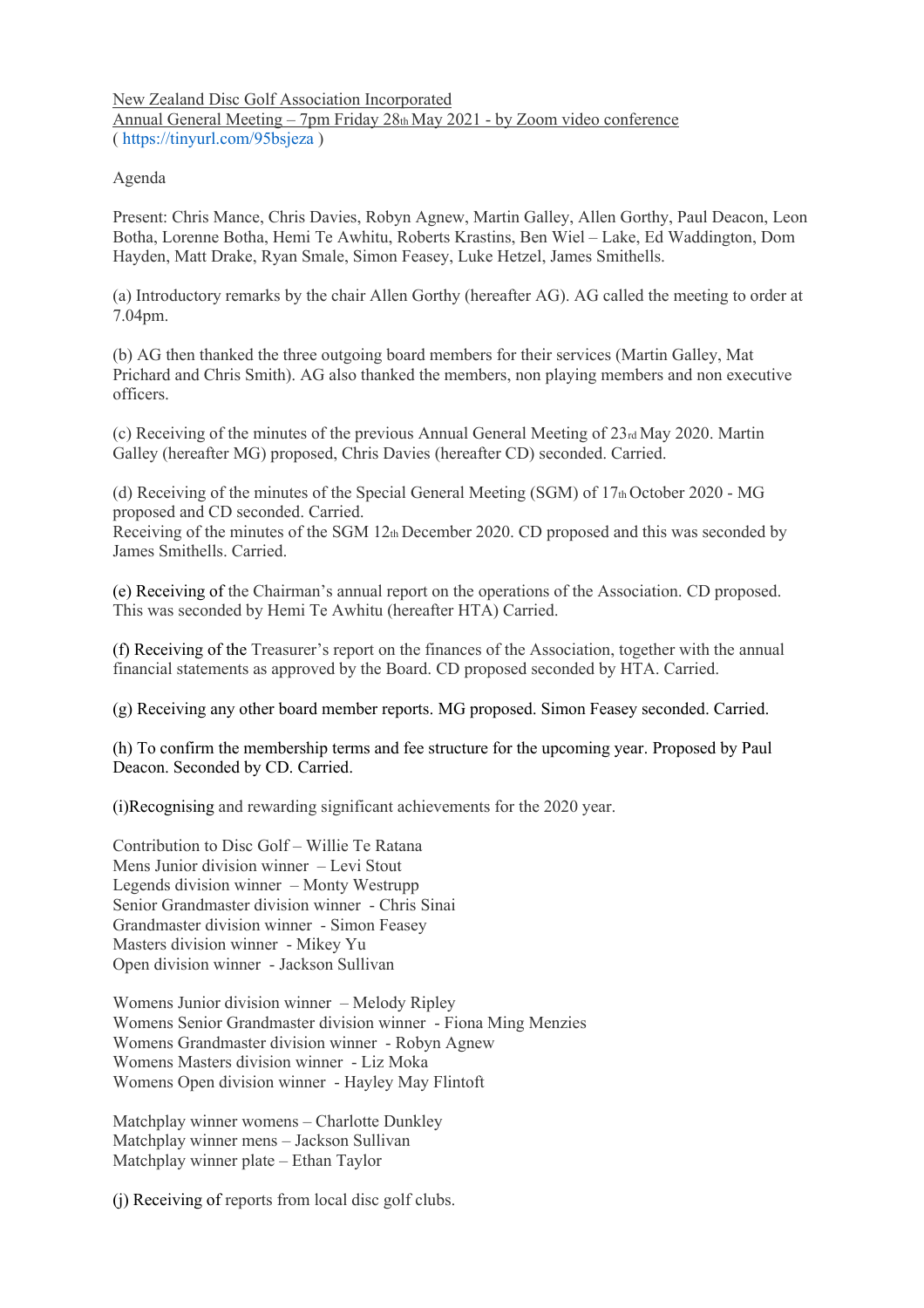New Zealand Disc Golf Association Incorporated
Annual General Meeting – 7pm Friday 28th May 2021 - by Zoom video conference
( https://tinyurl.com/95bsjeza )

Agenda

Present: Chris Mance, Chris Davies, Robyn Agnew, Martin Galley, Allen Gorthy, Paul Deacon, Leon Botha, Lorenne Botha, Hemi Te Awhitu, Roberts Krastins, Ben Wiel – Lake, Ed Waddington, Dom Hayden, Matt Drake, Ryan Smale, Simon Feasey, Luke Hetzel, James Smithells.

(a) Introductory remarks by the chair Allen Gorthy (hereafter AG). AG called the meeting to order at 7.04pm.

(b) AG then thanked the three outgoing board members for their services (Martin Galley, Mat Prichard and Chris Smith). AG also thanked the members, non playing members and non executive officers.

(c) Receiving of the minutes of the previous Annual General Meeting of 23rd May 2020. Martin Galley (hereafter MG) proposed, Chris Davies (hereafter CD) seconded. Carried.

(d) Receiving of the minutes of the Special General Meeting (SGM) of 17th October 2020 - MG proposed and CD seconded. Carried.
Receiving of the minutes of the SGM 12th December 2020. CD proposed and this was seconded by James Smithells. Carried.

(e) Receiving of the Chairman's annual report on the operations of the Association. CD proposed. This was seconded by Hemi Te Awhitu (hereafter HTA) Carried.

(f) Receiving of the Treasurer's report on the finances of the Association, together with the annual financial statements as approved by the Board. CD proposed seconded by HTA. Carried.

(g) Receiving any other board member reports. MG proposed. Simon Feasey seconded. Carried.

(h) To confirm the membership terms and fee structure for the upcoming year. Proposed by Paul Deacon. Seconded by CD. Carried.

(i)Recognising and rewarding significant achievements for the 2020 year.

Contribution to Disc Golf – Willie Te Ratana
Mens Junior division winner – Levi Stout
Legends division winner – Monty Westrupp
Senior Grandmaster division winner - Chris Sinai
Grandmaster division winner - Simon Feasey
Masters division winner - Mikey Yu
Open division winner - Jackson Sullivan

Womens Junior division winner – Melody Ripley
Womens Senior Grandmaster division winner - Fiona Ming Menzies
Womens Grandmaster division winner - Robyn Agnew
Womens Masters division winner - Liz Moka
Womens Open division winner - Hayley May Flintoft

Matchplay winner womens – Charlotte Dunkley
Matchplay winner mens – Jackson Sullivan
Matchplay winner plate – Ethan Taylor

(j) Receiving of reports from local disc golf clubs.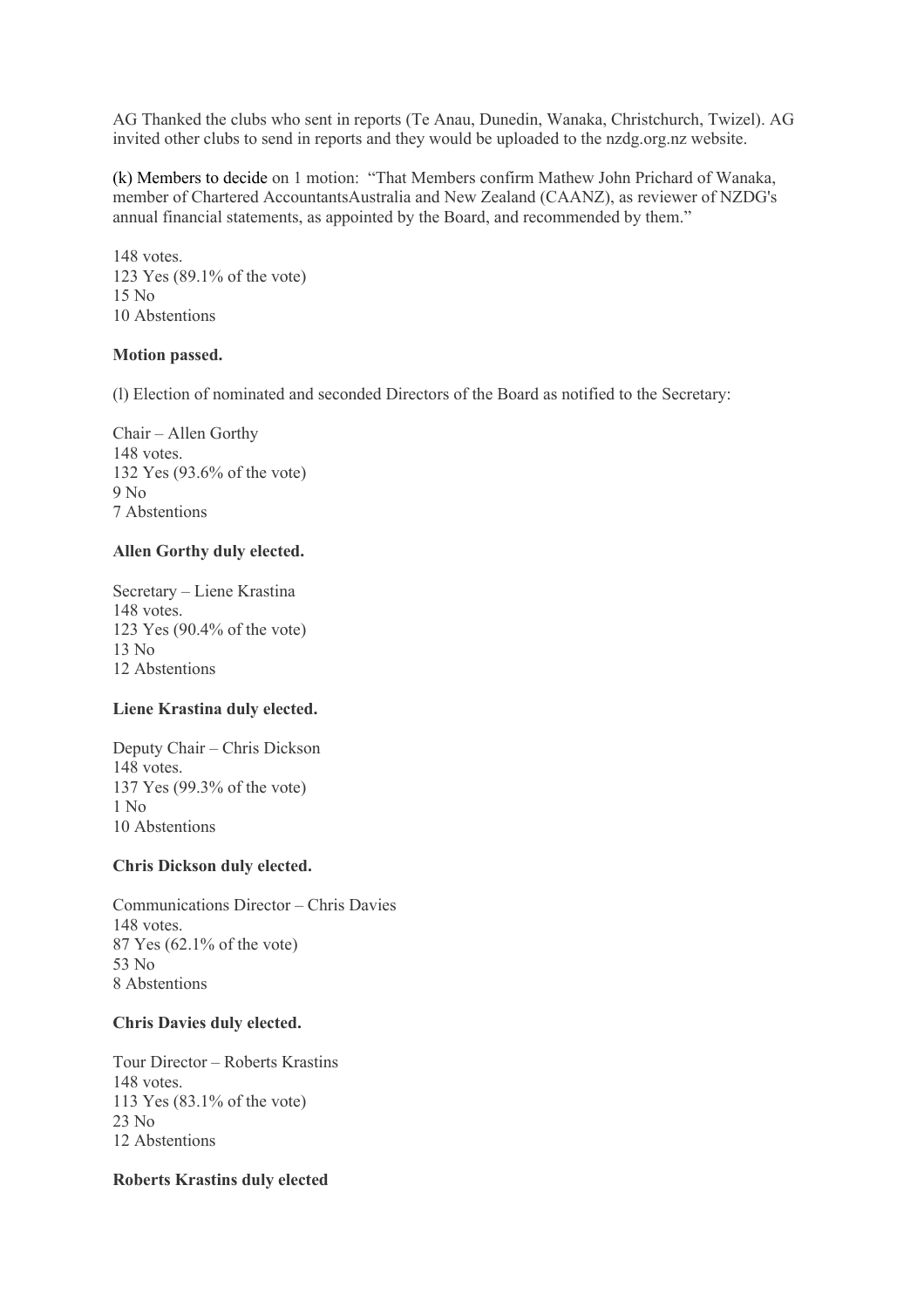AG Thanked the clubs who sent in reports (Te Anau, Dunedin, Wanaka, Christchurch, Twizel). AG invited other clubs to send in reports and they would be uploaded to the nzdg.org.nz website.

(k) Members to decide on 1 motion: "That Members confirm Mathew John Prichard of Wanaka, member of Chartered AccountantsAustralia and New Zealand (CAANZ), as reviewer of NZDG's annual financial statements, as appointed by the Board, and recommended by them."

148 votes.
123 Yes (89.1% of the vote)
15 No
10 Abstentions

**Motion passed.**

(l) Election of nominated and seconded Directors of the Board as notified to the Secretary:

Chair – Allen Gorthy
148 votes.
132 Yes (93.6% of the vote)
9 No
7 Abstentions

**Allen Gorthy duly elected.**

Secretary – Liene Krastina
148 votes.
123 Yes (90.4% of the vote)
13 No
12 Abstentions

**Liene Krastina duly elected.**

Deputy Chair – Chris Dickson
148 votes.
137 Yes (99.3% of the vote)
1 No
10 Abstentions

**Chris Dickson duly elected.**

Communications Director – Chris Davies
148 votes.
87 Yes (62.1% of the vote)
53 No
8 Abstentions

**Chris Davies duly elected.**

Tour Director – Roberts Krastins
148 votes.
113 Yes (83.1% of the vote)
23 No
12 Abstentions

**Roberts Krastins duly elected**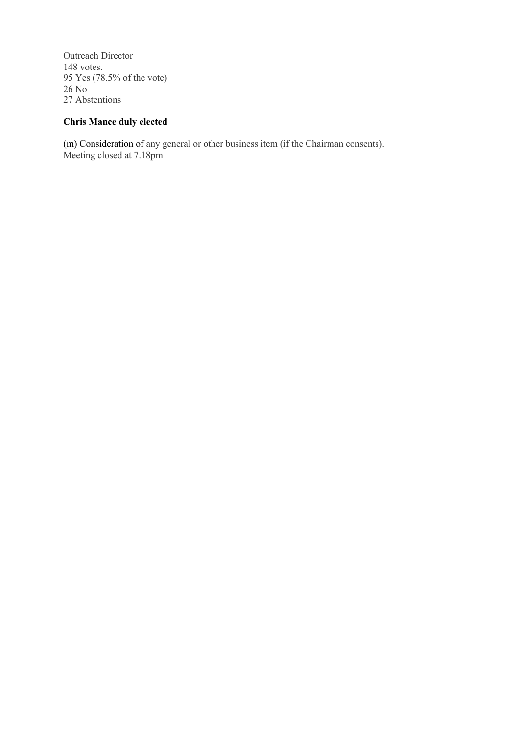Outreach Director
148 votes.
95 Yes (78.5% of the vote)
26 No
27 Abstentions

**Chris Mance duly elected**

(m) Consideration of any general or other business item (if the Chairman consents).
Meeting closed at 7.18pm